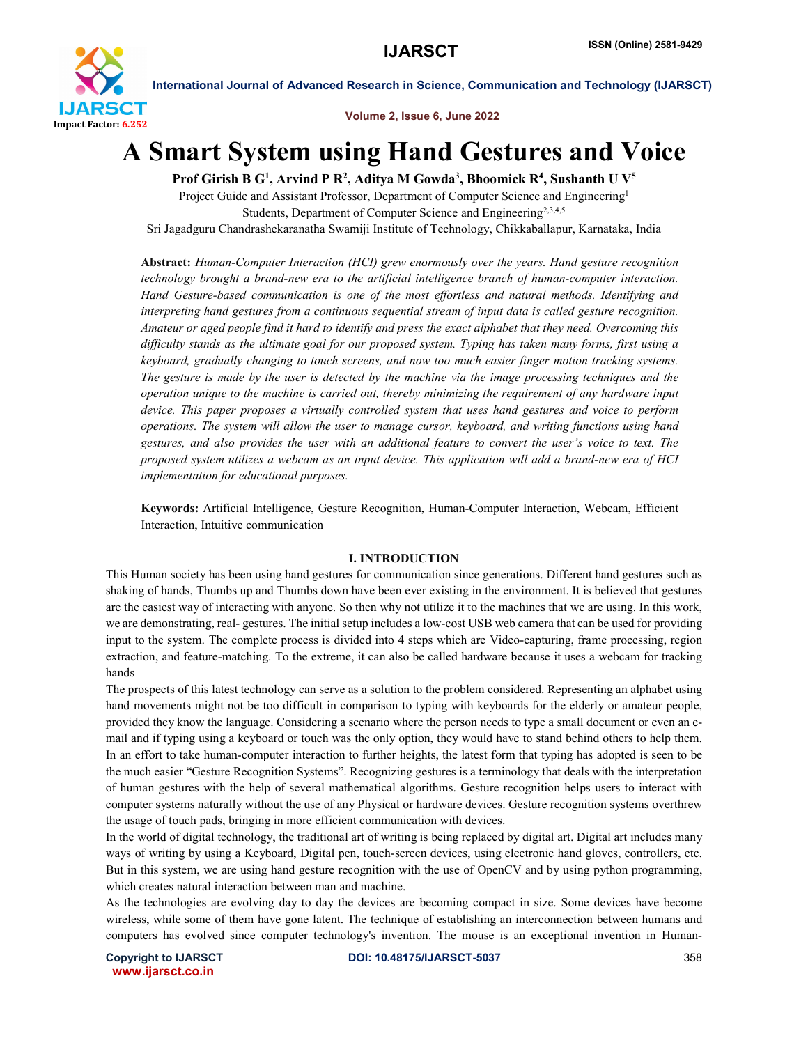# A Smart System using Hand Gestures and Voice

**Prof Girish B G[1], Arvind P R[2], Aditya M Gowda[3], Bhoomick R[4], Sushanth U V[5]**

Project Guide and Assistant Professor, Department of Computer Science and Engineering[1]

Students, Department of Computer Science and Engineering[2,3,4,5]

Sri Jagadguru Chandrashekaranatha Swamiji Institute of Technology, Chikkaballapur, Karnataka, India

**Abstract:** *Human-Computer Interaction (HCI) grew enormously over the years. Hand gesture recognition technology brought a brand-new era to the artificial intelligence branch of human-computer interaction. Hand Gesture-based communication is one of the most effortless and natural methods. Identifying and interpreting hand gestures from a continuous sequential stream of input data is called gesture recognition. Amateur or aged people find it hard to identify and press the exact alphabet that they need. Overcoming this difficulty stands as the ultimate goal for our proposed system. Typing has taken many forms, first using a keyboard, gradually changing to touch screens, and now too much easier finger motion tracking systems. The gesture is made by the user is detected by the machine via the image processing techniques and the operation unique to the machine is carried out, thereby minimizing the requirement of any hardware input device. This paper proposes a virtually controlled system that uses hand gestures and voice to perform operations. The system will allow the user to manage cursor, keyboard, and writing functions using hand gestures, and also provides the user with an additional feature to convert the user's voice to text. The proposed system utilizes a webcam as an input device. This application will add a brand-new era of HCI implementation for educational purposes.*

**Keywords:** Artificial Intelligence, Gesture Recognition, Human-Computer Interaction, Webcam, Efficient Interaction, Intuitive communication

## I. INTRODUCTION

This Human society has been using hand gestures for communication since generations. Different hand gestures such as shaking of hands, Thumbs up and Thumbs down have been ever existing in the environment. It is believed that gestures are the easiest way of interacting with anyone. So then why not utilize it to the machines that we are using. In this work, we are demonstrating, real- gestures. The initial setup includes a low-cost USB web camera that can be used for providing input to the system. The complete process is divided into 4 steps which are Video-capturing, frame processing, region extraction, and feature-matching. To the extreme, it can also be called hardware because it uses a webcam for tracking hands

The prospects of this latest technology can serve as a solution to the problem considered. Representing an alphabet using hand movements might not be too difficult in comparison to typing with keyboards for the elderly or amateur people, provided they know the language. Considering a scenario where the person needs to type a small document or even an e-mail and if typing using a keyboard or touch was the only option, they would have to stand behind others to help them. In an effort to take human-computer interaction to further heights, the latest form that typing has adopted is seen to be the much easier "Gesture Recognition Systems". Recognizing gestures is a terminology that deals with the interpretation of human gestures with the help of several mathematical algorithms. Gesture recognition helps users to interact with computer systems naturally without the use of any Physical or hardware devices. Gesture recognition systems overthrew the usage of touch pads, bringing in more efficient communication with devices.

In the world of digital technology, the traditional art of writing is being replaced by digital art. Digital art includes many ways of writing by using a Keyboard, Digital pen, touch-screen devices, using electronic hand gloves, controllers, etc. But in this system, we are using hand gesture recognition with the use of OpenCV and by using python programming, which creates natural interaction between man and machine.

As the technologies are evolving day to day the devices are becoming compact in size. Some devices have become wireless, while some of them have gone latent. The technique of establishing an interconnection between humans and computers has evolved since computer technology's invention. The mouse is an exceptional invention in Human-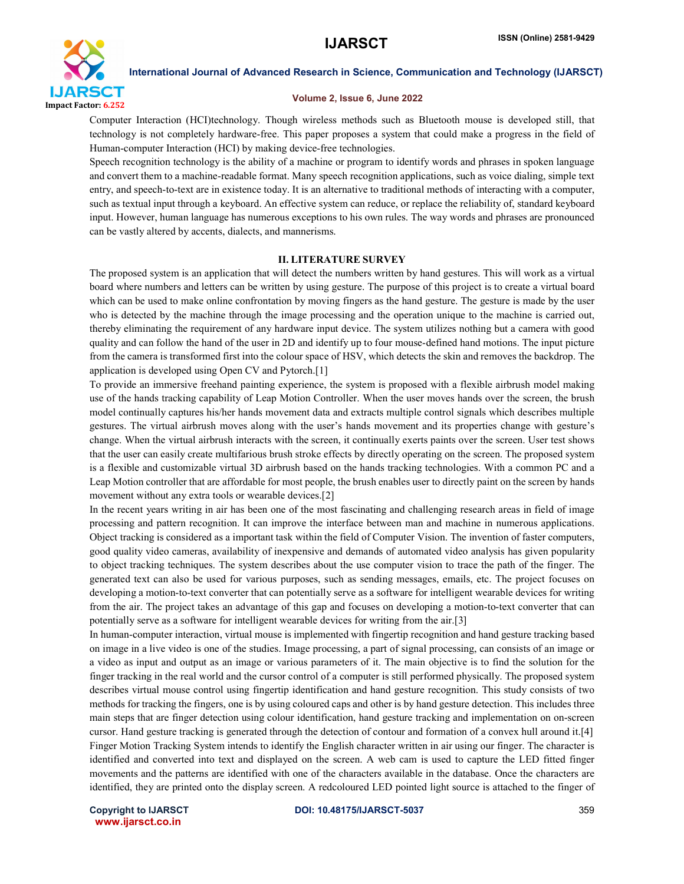Computer Interaction (HCI)technology. Though wireless methods such as Bluetooth mouse is developed still, that technology is not completely hardware-free. This paper proposes a system that could make a progress in the field of Human-computer Interaction (HCI) by making device-free technologies.

Speech recognition technology is the ability of a machine or program to identify words and phrases in spoken language and convert them to a machine-readable format. Many speech recognition applications, such as voice dialing, simple text entry, and speech-to-text are in existence today. It is an alternative to traditional methods of interacting with a computer, such as textual input through a keyboard. An effective system can reduce, or replace the reliability of, standard keyboard input. However, human language has numerous exceptions to his own rules. The way words and phrases are pronounced can be vastly altered by accents, dialects, and mannerisms.

## II. LITERATURE SURVEY

The proposed system is an application that will detect the numbers written by hand gestures. This will work as a virtual board where numbers and letters can be written by using gesture. The purpose of this project is to create a virtual board which can be used to make online confrontation by moving fingers as the hand gesture. The gesture is made by the user who is detected by the machine through the image processing and the operation unique to the machine is carried out, thereby eliminating the requirement of any hardware input device. The system utilizes nothing but a camera with good quality and can follow the hand of the user in 2D and identify up to four mouse-defined hand motions. The input picture from the camera is transformed first into the colour space of HSV, which detects the skin and removes the backdrop. The application is developed using Open CV and Pytorch.[1]

To provide an immersive freehand painting experience, the system is proposed with a flexible airbrush model making use of the hands tracking capability of Leap Motion Controller. When the user moves hands over the screen, the brush model continually captures his/her hands movement data and extracts multiple control signals which describes multiple gestures. The virtual airbrush moves along with the user's hands movement and its properties change with gesture's change. When the virtual airbrush interacts with the screen, it continually exerts paints over the screen. User test shows that the user can easily create multifarious brush stroke effects by directly operating on the screen. The proposed system is a flexible and customizable virtual 3D airbrush based on the hands tracking technologies. With a common PC and a Leap Motion controller that are affordable for most people, the brush enables user to directly paint on the screen by hands movement without any extra tools or wearable devices.[2]

In the recent years writing in air has been one of the most fascinating and challenging research areas in field of image processing and pattern recognition. It can improve the interface between man and machine in numerous applications. Object tracking is considered as a important task within the field of Computer Vision. The invention of faster computers, good quality video cameras, availability of inexpensive and demands of automated video analysis has given popularity to object tracking techniques. The system describes about the use computer vision to trace the path of the finger. The generated text can also be used for various purposes, such as sending messages, emails, etc. The project focuses on developing a motion-to-text converter that can potentially serve as a software for intelligent wearable devices for writing from the air. The project takes an advantage of this gap and focuses on developing a motion-to-text converter that can potentially serve as a software for intelligent wearable devices for writing from the air.[3]

In human-computer interaction, virtual mouse is implemented with fingertip recognition and hand gesture tracking based on image in a live video is one of the studies. Image processing, a part of signal processing, can consists of an image or a video as input and output as an image or various parameters of it. The main objective is to find the solution for the finger tracking in the real world and the cursor control of a computer is still performed physically. The proposed system describes virtual mouse control using fingertip identification and hand gesture recognition. This study consists of two methods for tracking the fingers, one is by using coloured caps and other is by hand gesture detection. This includes three main steps that are finger detection using colour identification, hand gesture tracking and implementation on on-screen cursor. Hand gesture tracking is generated through the detection of contour and formation of a convex hull around it.[4]

Finger Motion Tracking System intends to identify the English character written in air using our finger. The character is identified and converted into text and displayed on the screen. A web cam is used to capture the LED fitted finger movements and the patterns are identified with one of the characters available in the database. Once the characters are identified, they are printed onto the display screen. A redcoloured LED pointed light source is attached to the finger of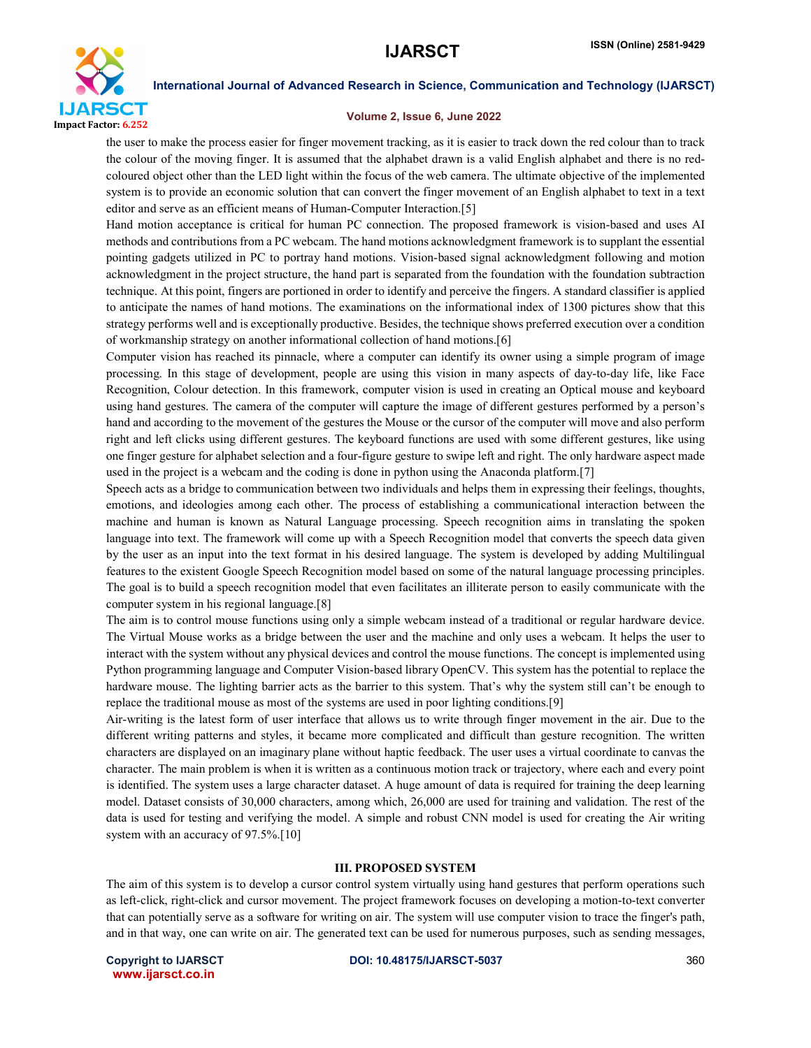the user to make the process easier for finger movement tracking, as it is easier to track down the red colour than to track the colour of the moving finger. It is assumed that the alphabet drawn is a valid English alphabet and there is no red-coloured object other than the LED light within the focus of the web camera. The ultimate objective of the implemented system is to provide an economic solution that can convert the finger movement of an English alphabet to text in a text editor and serve as an efficient means of Human-Computer Interaction.[5]

Hand motion acceptance is critical for human PC connection. The proposed framework is vision-based and uses AI methods and contributions from a PC webcam. The hand motions acknowledgment framework is to supplant the essential pointing gadgets utilized in PC to portray hand motions. Vision-based signal acknowledgment following and motion acknowledgment in the project structure, the hand part is separated from the foundation with the foundation subtraction technique. At this point, fingers are portioned in order to identify and perceive the fingers. A standard classifier is applied to anticipate the names of hand motions. The examinations on the informational index of 1300 pictures show that this strategy performs well and is exceptionally productive. Besides, the technique shows preferred execution over a condition of workmanship strategy on another informational collection of hand motions.[6]

Computer vision has reached its pinnacle, where a computer can identify its owner using a simple program of image processing. In this stage of development, people are using this vision in many aspects of day-to-day life, like Face Recognition, Colour detection. In this framework, computer vision is used in creating an Optical mouse and keyboard using hand gestures. The camera of the computer will capture the image of different gestures performed by a person's hand and according to the movement of the gestures the Mouse or the cursor of the computer will move and also perform right and left clicks using different gestures. The keyboard functions are used with some different gestures, like using one finger gesture for alphabet selection and a four-figure gesture to swipe left and right. The only hardware aspect made used in the project is a webcam and the coding is done in python using the Anaconda platform.[7]

Speech acts as a bridge to communication between two individuals and helps them in expressing their feelings, thoughts, emotions, and ideologies among each other. The process of establishing a communicational interaction between the machine and human is known as Natural Language processing. Speech recognition aims in translating the spoken language into text. The framework will come up with a Speech Recognition model that converts the speech data given by the user as an input into the text format in his desired language. The system is developed by adding Multilingual features to the existent Google Speech Recognition model based on some of the natural language processing principles. The goal is to build a speech recognition model that even facilitates an illiterate person to easily communicate with the computer system in his regional language.[8]

The aim is to control mouse functions using only a simple webcam instead of a traditional or regular hardware device. The Virtual Mouse works as a bridge between the user and the machine and only uses a webcam. It helps the user to interact with the system without any physical devices and control the mouse functions. The concept is implemented using Python programming language and Computer Vision-based library OpenCV. This system has the potential to replace the hardware mouse. The lighting barrier acts as the barrier to this system. That's why the system still can't be enough to replace the traditional mouse as most of the systems are used in poor lighting conditions.[9]

Air-writing is the latest form of user interface that allows us to write through finger movement in the air. Due to the different writing patterns and styles, it became more complicated and difficult than gesture recognition. The written characters are displayed on an imaginary plane without haptic feedback. The user uses a virtual coordinate to canvas the character. The main problem is when it is written as a continuous motion track or trajectory, where each and every point is identified. The system uses a large character dataset. A huge amount of data is required for training the deep learning model. Dataset consists of 30,000 characters, among which, 26,000 are used for training and validation. The rest of the data is used for testing and verifying the model. A simple and robust CNN model is used for creating the Air writing system with an accuracy of 97.5%.[10]

## III. PROPOSED SYSTEM

The aim of this system is to develop a cursor control system virtually using hand gestures that perform operations such as left-click, right-click and cursor movement. The project framework focuses on developing a motion-to-text converter that can potentially serve as a software for writing on air. The system will use computer vision to trace the finger's path, and in that way, one can write on air. The generated text can be used for numerous purposes, such as sending messages,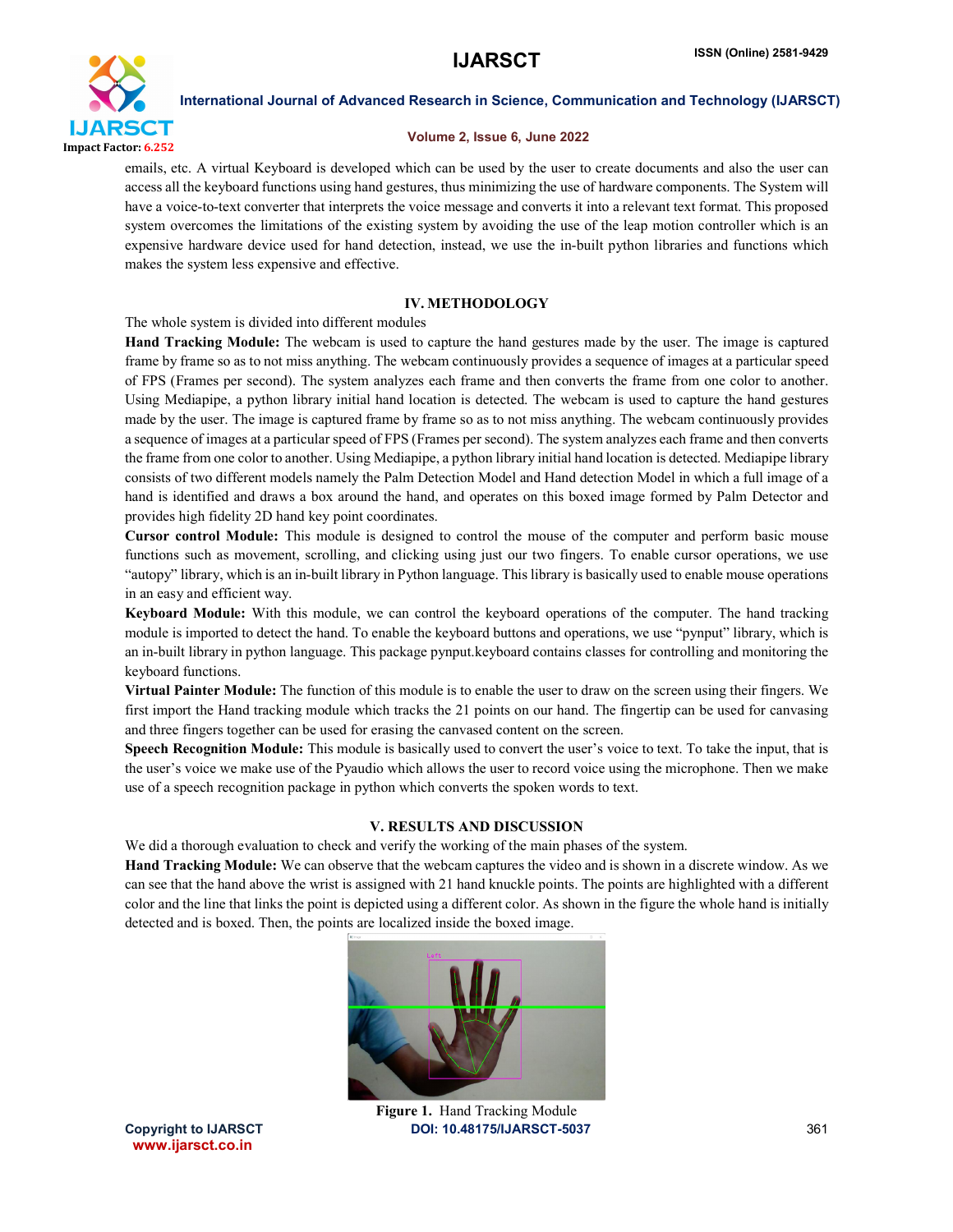emails, etc. A virtual Keyboard is developed which can be used by the user to create documents and also the user can access all the keyboard functions using hand gestures, thus minimizing the use of hardware components. The System will have a voice-to-text converter that interprets the voice message and converts it into a relevant text format. This proposed system overcomes the limitations of the existing system by avoiding the use of the leap motion controller which is an expensive hardware device used for hand detection, instead, we use the in-built python libraries and functions which makes the system less expensive and effective.

## IV. METHODOLOGY

The whole system is divided into different modules

**Hand Tracking Module:** The webcam is used to capture the hand gestures made by the user. The image is captured frame by frame so as to not miss anything. The webcam continuously provides a sequence of images at a particular speed of FPS (Frames per second). The system analyzes each frame and then converts the frame from one color to another. Using Mediapipe, a python library initial hand location is detected. The webcam is used to capture the hand gestures made by the user. The image is captured frame by frame so as to not miss anything. The webcam continuously provides a sequence of images at a particular speed of FPS (Frames per second). The system analyzes each frame and then converts the frame from one color to another. Using Mediapipe, a python library initial hand location is detected. Mediapipe library consists of two different models namely the Palm Detection Model and Hand detection Model in which a full image of a hand is identified and draws a box around the hand, and operates on this boxed image formed by Palm Detector and provides high fidelity 2D hand key point coordinates.

**Cursor control Module:** This module is designed to control the mouse of the computer and perform basic mouse functions such as movement, scrolling, and clicking using just our two fingers. To enable cursor operations, we use "autopy" library, which is an in-built library in Python language. This library is basically used to enable mouse operations in an easy and efficient way.

**Keyboard Module:** With this module, we can control the keyboard operations of the computer. The hand tracking module is imported to detect the hand. To enable the keyboard buttons and operations, we use "pynput" library, which is an in-built library in python language. This package pynput.keyboard contains classes for controlling and monitoring the keyboard functions.

**Virtual Painter Module:** The function of this module is to enable the user to draw on the screen using their fingers. We first import the Hand tracking module which tracks the 21 points on our hand. The fingertip can be used for canvasing and three fingers together can be used for erasing the canvased content on the screen.

**Speech Recognition Module:** This module is basically used to convert the user's voice to text. To take the input, that is the user's voice we make use of the Pyaudio which allows the user to record voice using the microphone. Then we make use of a speech recognition package in python which converts the spoken words to text.

## V. RESULTS AND DISCUSSION

We did a thorough evaluation to check and verify the working of the main phases of the system.

**Hand Tracking Module:** We can observe that the webcam captures the video and is shown in a discrete window. As we can see that the hand above the wrist is assigned with 21 hand knuckle points. The points are highlighted with a different color and the line that links the point is depicted using a different color. As shown in the figure the whole hand is initially detected and is boxed. Then, the points are localized inside the boxed image.

**Figure 1.** Hand Tracking Module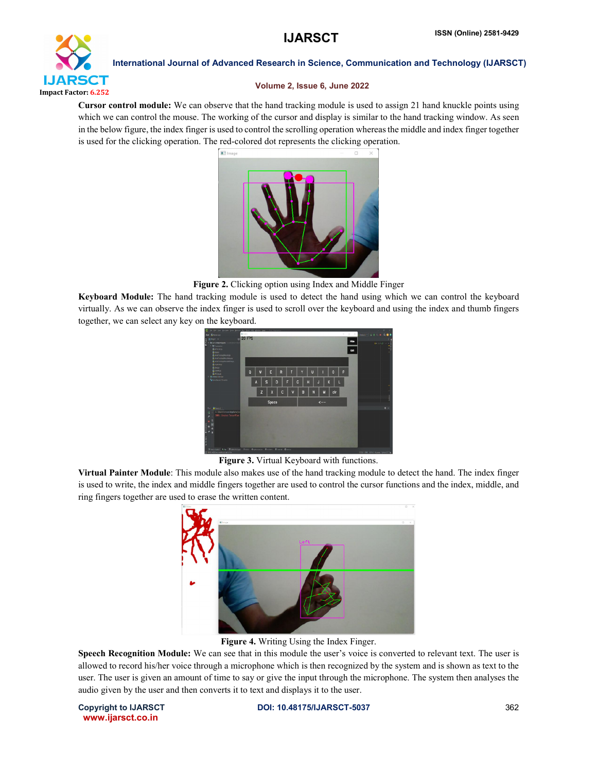**Cursor control module:** We can observe that the hand tracking module is used to assign 21 hand knuckle points using which we can control the mouse. The working of the cursor and display is similar to the hand tracking window. As seen in the below figure, the index finger is used to control the scrolling operation whereas the middle and index finger together is used for the clicking operation. The red-colored dot represents the clicking operation.

**Figure 2.** Clicking option using Index and Middle Finger

**Keyboard Module:** The hand tracking module is used to detect the hand using which we can control the keyboard virtually. As we can observe the index finger is used to scroll over the keyboard and using the index and thumb fingers together, we can select any key on the keyboard.

**Figure 3.** Virtual Keyboard with functions.

**Virtual Painter Module**: This module also makes use of the hand tracking module to detect the hand. The index finger is used to write, the index and middle fingers together are used to control the cursor functions and the index, middle, and ring fingers together are used to erase the written content.

**Figure 4.** Writing Using the Index Finger.

**Speech Recognition Module:** We can see that in this module the user's voice is converted to relevant text. The user is allowed to record his/her voice through a microphone which is then recognized by the system and is shown as text to the user. The user is given an amount of time to say or give the input through the microphone. The system then analyses the audio given by the user and then converts it to text and displays it to the user.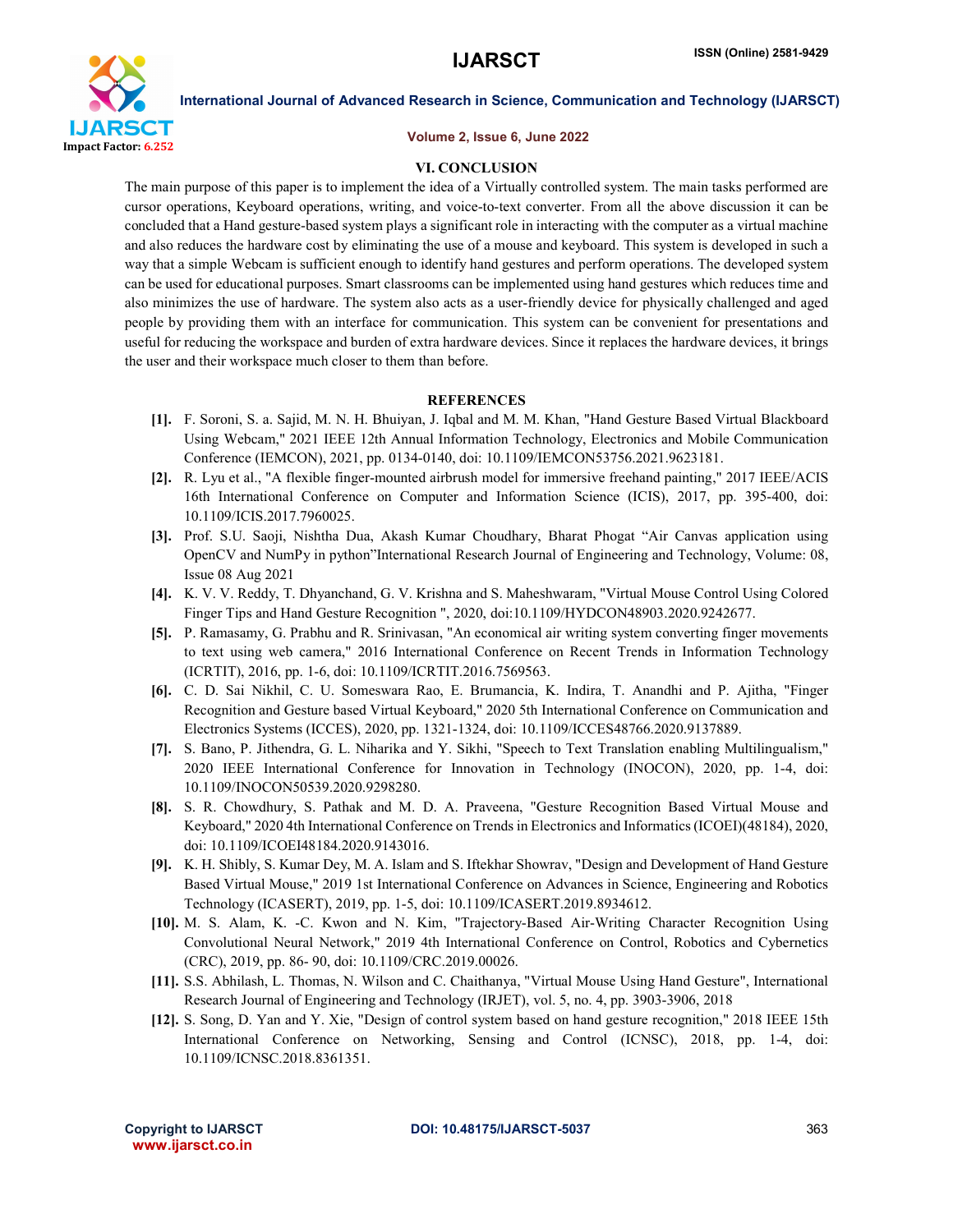## VI. CONCLUSION

The main purpose of this paper is to implement the idea of a Virtually controlled system. The main tasks performed are cursor operations, Keyboard operations, writing, and voice-to-text converter. From all the above discussion it can be concluded that a Hand gesture-based system plays a significant role in interacting with the computer as a virtual machine and also reduces the hardware cost by eliminating the use of a mouse and keyboard. This system is developed in such a way that a simple Webcam is sufficient enough to identify hand gestures and perform operations. The developed system can be used for educational purposes. Smart classrooms can be implemented using hand gestures which reduces time and also minimizes the use of hardware. The system also acts as a user-friendly device for physically challenged and aged people by providing them with an interface for communication. This system can be convenient for presentations and useful for reducing the workspace and burden of extra hardware devices. Since it replaces the hardware devices, it brings the user and their workspace much closer to them than before.

## REFERENCES

[1]. F. Soroni, S. a. Sajid, M. N. H. Bhuiyan, J. Iqbal and M. M. Khan, "Hand Gesture Based Virtual Blackboard Using Webcam," 2021 IEEE 12th Annual Information Technology, Electronics and Mobile Communication Conference (IEMCON), 2021, pp. 0134-0140, doi: 10.1109/IEMCON53756.2021.9623181.

[2]. R. Lyu et al., "A flexible finger-mounted airbrush model for immersive freehand painting," 2017 IEEE/ACIS 16th International Conference on Computer and Information Science (ICIS), 2017, pp. 395-400, doi: 10.1109/ICIS.2017.7960025.

[3]. Prof. S.U. Saoji, Nishtha Dua, Akash Kumar Choudhary, Bharat Phogat "Air Canvas application using OpenCV and NumPy in python"International Research Journal of Engineering and Technology, Volume: 08, Issue 08 Aug 2021

[4]. K. V. V. Reddy, T. Dhyanchand, G. V. Krishna and S. Maheshwaram, "Virtual Mouse Control Using Colored Finger Tips and Hand Gesture Recognition ", 2020, doi:10.1109/HYDCON48903.2020.9242677.

[5]. P. Ramasamy, G. Prabhu and R. Srinivasan, "An economical air writing system converting finger movements to text using web camera," 2016 International Conference on Recent Trends in Information Technology (ICRTIT), 2016, pp. 1-6, doi: 10.1109/ICRTIT.2016.7569563.

[6]. C. D. Sai Nikhil, C. U. Someswara Rao, E. Brumancia, K. Indira, T. Anandhi and P. Ajitha, "Finger Recognition and Gesture based Virtual Keyboard," 2020 5th International Conference on Communication and Electronics Systems (ICCES), 2020, pp. 1321-1324, doi: 10.1109/ICCES48766.2020.9137889.

[7]. S. Bano, P. Jithendra, G. L. Niharika and Y. Sikhi, "Speech to Text Translation enabling Multilingualism," 2020 IEEE International Conference for Innovation in Technology (INOCON), 2020, pp. 1-4, doi: 10.1109/INOCON50539.2020.9298280.

[8]. S. R. Chowdhury, S. Pathak and M. D. A. Praveena, "Gesture Recognition Based Virtual Mouse and Keyboard," 2020 4th International Conference on Trends in Electronics and Informatics (ICOEI)(48184), 2020, doi: 10.1109/ICOEI48184.2020.9143016.

[9]. K. H. Shibly, S. Kumar Dey, M. A. Islam and S. Iftekhar Showrav, "Design and Development of Hand Gesture Based Virtual Mouse," 2019 1st International Conference on Advances in Science, Engineering and Robotics Technology (ICASERT), 2019, pp. 1-5, doi: 10.1109/ICASERT.2019.8934612.

[10]. M. S. Alam, K. -C. Kwon and N. Kim, "Trajectory-Based Air-Writing Character Recognition Using Convolutional Neural Network," 2019 4th International Conference on Control, Robotics and Cybernetics (CRC), 2019, pp. 86- 90, doi: 10.1109/CRC.2019.00026.

[11]. S.S. Abhilash, L. Thomas, N. Wilson and C. Chaithanya, "Virtual Mouse Using Hand Gesture", International Research Journal of Engineering and Technology (IRJET), vol. 5, no. 4, pp. 3903-3906, 2018

[12]. S. Song, D. Yan and Y. Xie, "Design of control system based on hand gesture recognition," 2018 IEEE 15th International Conference on Networking, Sensing and Control (ICNSC), 2018, pp. 1-4, doi: 10.1109/ICNSC.2018.8361351.